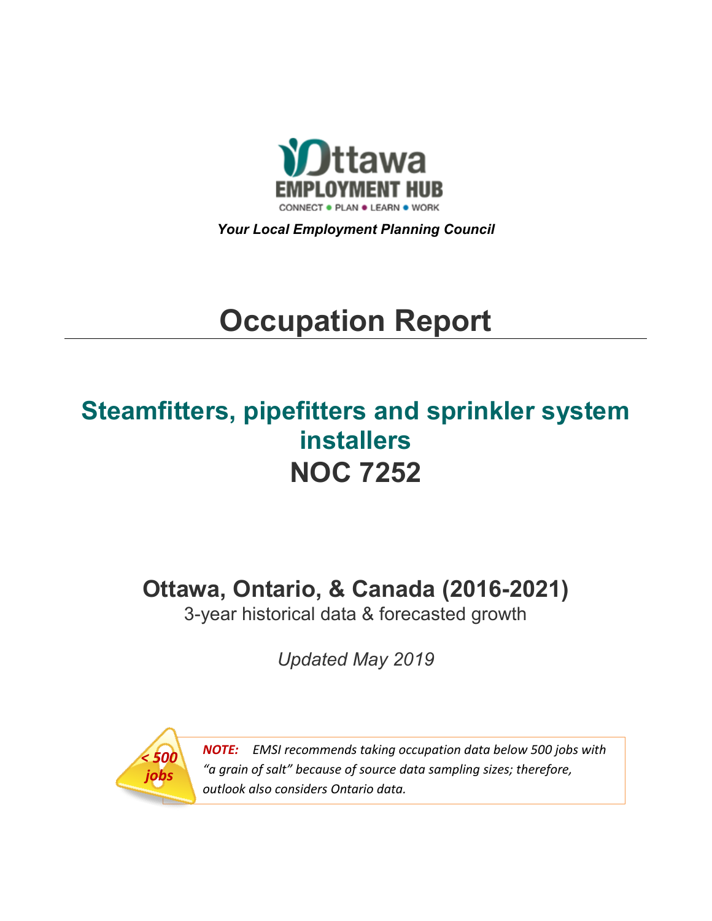Ottawa EMPLOYMENT HUB

CONNECT • PLAN • LEARN • WORK

*Your Local Employment Planning Council*

# Occupation Report

## Steamfitters, pipefitters and sprinkler system installers
## NOC 7252

### Ottawa, Ontario, & Canada (2016-2021)

3-year historical data & forecasted growth

*Updated May 2019*

< 500 jobs

***NOTE:*** *EMSI recommends taking occupation data below 500 jobs with "a grain of salt" because of source data sampling sizes; therefore, outlook also considers Ontario data.*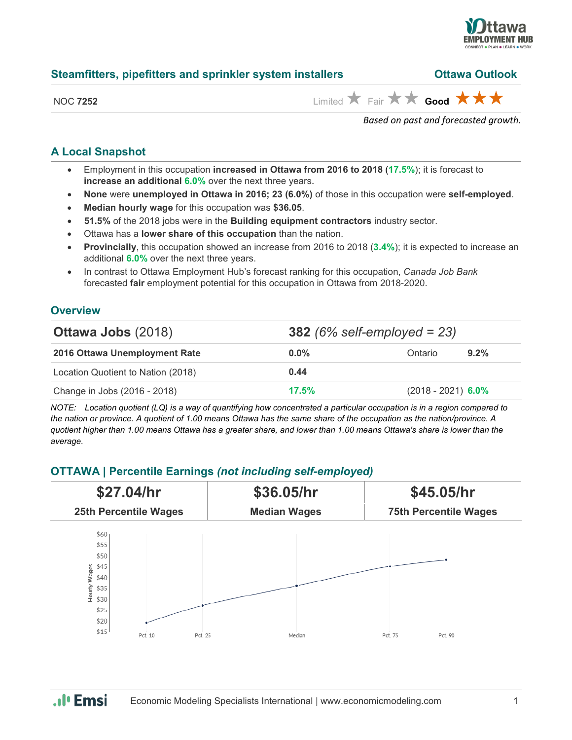## Steamfitters, pipefitters and sprinkler system installers

**Ottawa Outlook**

NOC **7252**

Limited ★ Fair ★★ **Good** ★★★

*Based on past and forecasted growth.*

### A Local Snapshot

- Employment in this occupation **increased in Ottawa from 2016 to 2018** (**17.5%**); it is forecast to **increase an additional** **6.0%** over the next three years.
- **None** were **unemployed in Ottawa in 2016; 23 (6.0%)** of those in this occupation were **self-employed**.
- **Median hourly wage** for this occupation was **$36.05**.
- **51.5%** of the 2018 jobs were in the **Building equipment contractors** industry sector.
- Ottawa has a **lower share of this occupation** than the nation.
- **Provincially**, this occupation showed an increase from 2016 to 2018 (**3.4%**); it is expected to increase an additional **6.0%** over the next three years.
- In contrast to Ottawa Employment Hub's forecast ranking for this occupation, *Canada Job Bank* forecasted **fair** employment potential for this occupation in Ottawa from 2018-2020.

### Overview

| **Ottawa Jobs** (2018) | **382** *(6% self-employed = 23)* | | |
|---|---|---|---|
| **2016 Ottawa Unemployment Rate** | **0.0%** | Ontario | **9.2%** |
| Location Quotient to Nation (2018) | **0.44** | | |
| Change in Jobs (2016 - 2018) | **17.5%** | (2018 - 2021) | **6.0%** |

*NOTE: Location quotient (LQ) is a way of quantifying how concentrated a particular occupation is in a region compared to the nation or province. A quotient of 1.00 means Ottawa has the same share of the occupation as the nation/province. A quotient higher than 1.00 means Ottawa has a greater share, and lower than 1.00 means Ottawa's share is lower than the average.*

### OTTAWA | Percentile Earnings *(not including self-employed)*

| **$27.04/hr** | **$36.05/hr** | **$45.05/hr** |
|---|---|---|
| **25th Percentile Wages** | **Median Wages** | **75th Percentile Wages** |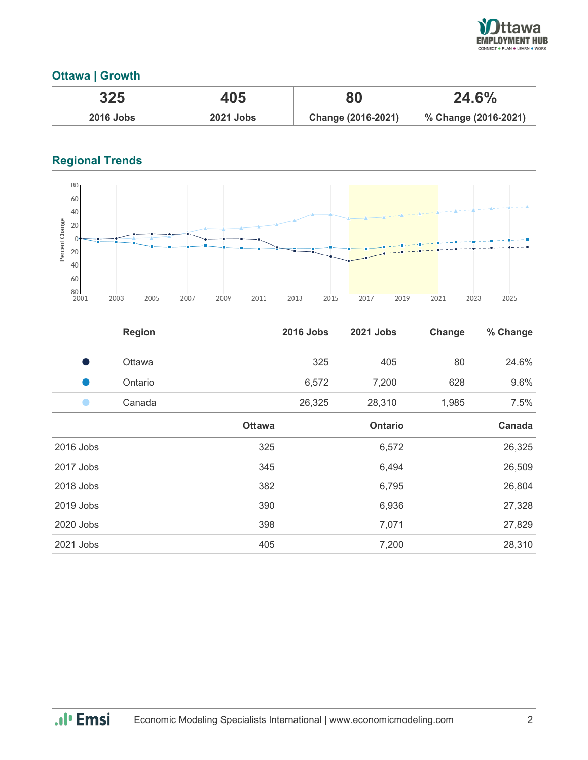## Ottawa | Growth

| 325 | 405 | 80 | 24.6% |
|---|---|---|---|
| 2016 Jobs | 2021 Jobs | Change (2016-2021) | % Change (2016-2021) |

## Regional Trends

| | Region | 2016 Jobs | 2021 Jobs | Change | % Change |
|---|---|---|---|---|---|
| ● | Ottawa | 325 | 405 | 80 | 24.6% |
| ● | Ontario | 6,572 | 7,200 | 628 | 9.6% |
| ● | Canada | 26,325 | 28,310 | 1,985 | 7.5% |

| | Ottawa | Ontario | Canada |
|---|---|---|---|
| 2016 Jobs | 325 | 6,572 | 26,325 |
| 2017 Jobs | 345 | 6,494 | 26,509 |
| 2018 Jobs | 382 | 6,795 | 26,804 |
| 2019 Jobs | 390 | 6,936 | 27,328 |
| 2020 Jobs | 398 | 7,071 | 27,829 |
| 2021 Jobs | 405 | 7,200 | 28,310 |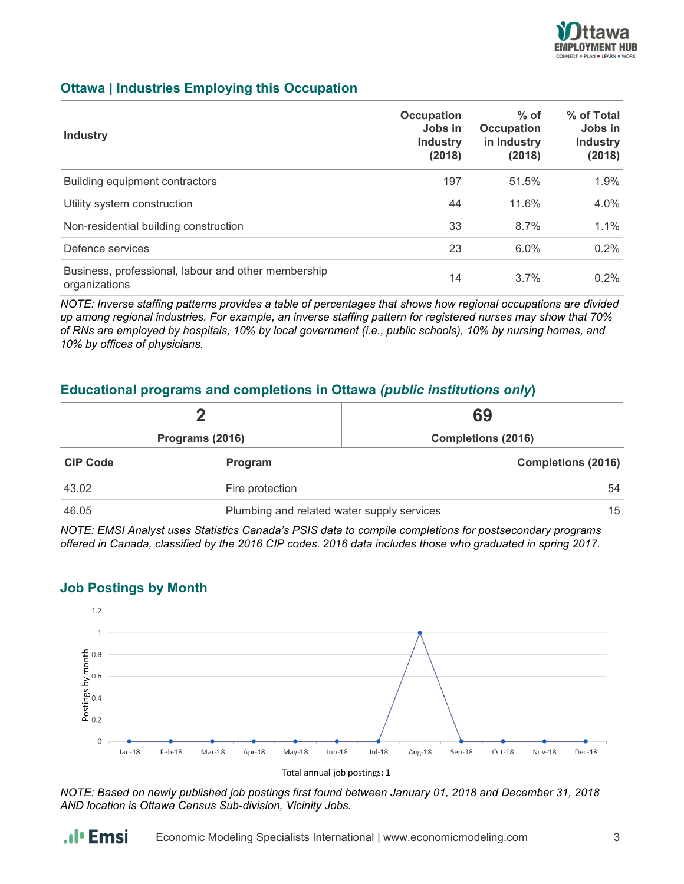## Ottawa | Industries Employing this Occupation

| Industry | Occupation Jobs in Industry (2018) | % of Occupation in Industry (2018) | % of Total Jobs in Industry (2018) |
|---|---|---|---|
| Building equipment contractors | 197 | 51.5% | 1.9% |
| Utility system construction | 44 | 11.6% | 4.0% |
| Non-residential building construction | 33 | 8.7% | 1.1% |
| Defence services | 23 | 6.0% | 0.2% |
| Business, professional, labour and other membership organizations | 14 | 3.7% | 0.2% |

*NOTE: Inverse staffing patterns provides a table of percentages that shows how regional occupations are divided up among regional industries. For example, an inverse staffing pattern for registered nurses may show that 70% of RNs are employed by hospitals, 10% by local government (i.e., public schools), 10% by nursing homes, and 10% by offices of physicians.*

## Educational programs and completions in Ottawa *(public institutions only)*

| 2 | 69 |
|---|---|
| Programs (2016) | Completions (2016) |

| CIP Code | Program | Completions (2016) |
|---|---|---|
| 43.02 | Fire protection | 54 |
| 46.05 | Plumbing and related water supply services | 15 |

*NOTE: EMSI Analyst uses Statistics Canada's PSIS data to compile completions for postsecondary programs offered in Canada, classified by the 2016 CIP codes. 2016 data includes those who graduated in spring 2017.*

## Job Postings by Month

| Month | Postings by month |
|---|---|
| Jan-18 | 0 |
| Feb-18 | 0 |
| Mar-18 | 0 |
| Apr-18 | 0 |
| May-18 | 0 |
| Jun-18 | 0 |
| Jul-18 | 0 |
| Aug-18 | 1 |
| Sep-18 | 0 |
| Oct-18 | 0 |
| Nov-18 | 0 |
| Dec-18 | 0 |

Total annual job postings: **1**

*NOTE: Based on newly published job postings first found between January 01, 2018 and December 31, 2018 AND location is Ottawa Census Sub-division, Vicinity Jobs.*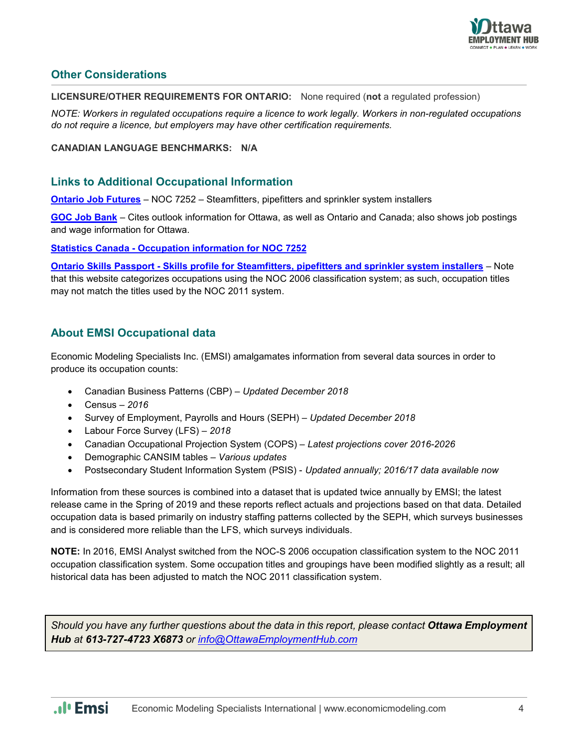## Other Considerations

**LICENSURE/OTHER REQUIREMENTS FOR ONTARIO:** None required (**not** a regulated profession)

*NOTE: Workers in regulated occupations require a licence to work legally. Workers in non-regulated occupations do not require a licence, but employers may have other certification requirements.*

**CANADIAN LANGUAGE BENCHMARKS: N/A**

## Links to Additional Occupational Information

**Ontario Job Futures** – NOC 7252 – Steamfitters, pipefitters and sprinkler system installers

**GOC Job Bank** – Cites outlook information for Ottawa, as well as Ontario and Canada; also shows job postings and wage information for Ottawa.

**Statistics Canada - Occupation information for NOC 7252**

**Ontario Skills Passport - Skills profile for Steamfitters, pipefitters and sprinkler system installers** – Note that this website categorizes occupations using the NOC 2006 classification system; as such, occupation titles may not match the titles used by the NOC 2011 system.

## About EMSI Occupational data

Economic Modeling Specialists Inc. (EMSI) amalgamates information from several data sources in order to produce its occupation counts:

- Canadian Business Patterns (CBP) – *Updated December 2018*
- Census – *2016*
- Survey of Employment, Payrolls and Hours (SEPH) – *Updated December 2018*
- Labour Force Survey (LFS) – *2018*
- Canadian Occupational Projection System (COPS) – *Latest projections cover 2016-2026*
- Demographic CANSIM tables – *Various updates*
- Postsecondary Student Information System (PSIS) - *Updated annually; 2016/17 data available now*

Information from these sources is combined into a dataset that is updated twice annually by EMSI; the latest release came in the Spring of 2019 and these reports reflect actuals and projections based on that data. Detailed occupation data is based primarily on industry staffing patterns collected by the SEPH, which surveys businesses and is considered more reliable than the LFS, which surveys individuals.

**NOTE:** In 2016, EMSI Analyst switched from the NOC-S 2006 occupation classification system to the NOC 2011 occupation classification system. Some occupation titles and groupings have been modified slightly as a result; all historical data has been adjusted to match the NOC 2011 classification system.

*Should you have any further questions about the data in this report, please contact **Ottawa Employment Hub** at **613-727-4723 X6873** or info@OttawaEmploymentHub.com*